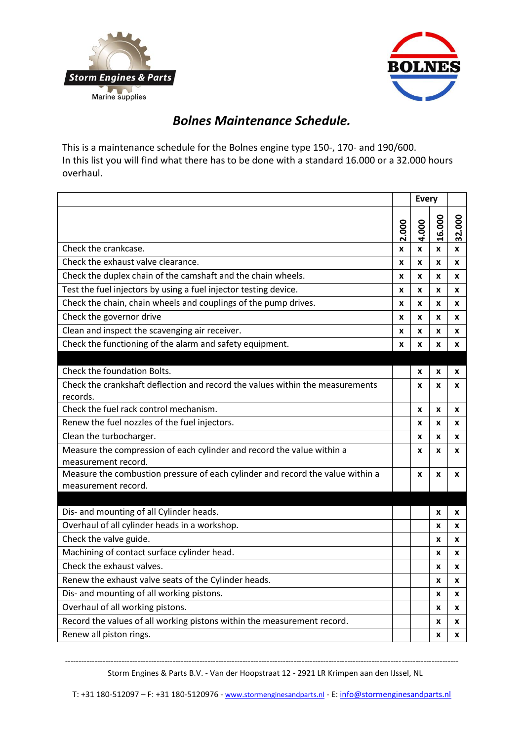Storm Engines & Parts
Marine supplies

BOLNES

## *Bolnes Maintenance Schedule.*

This is a maintenance schedule for the Bolnes engine type 150-, 170- and 190/600.
In this list you will find what there has to be done with a standard 16.000 or a 32.000 hours overhaul.

| | Every | | | |
|---|---|---|---|---|
| | 2.000 | 4.000 | 16.000 | 32.000 |
| Check the crankcase. | x | x | x | x |
| Check the exhaust valve clearance. | x | x | x | x |
| Check the duplex chain of the camshaft and the chain wheels. | x | x | x | x |
| Test the fuel injectors by using a fuel injector testing device. | x | x | x | x |
| Check the chain, chain wheels and couplings of the pump drives. | x | x | x | x |
| Check the governor drive | x | x | x | x |
| Clean and inspect the scavenging air receiver. | x | x | x | x |
| Check the functioning of the alarm and safety equipment. | x | x | x | x |
| | | | | |
| Check the foundation Bolts. | | x | x | x |
| Check the crankshaft deflection and record the values within the measurements records. | | x | x | x |
| Check the fuel rack control mechanism. | | x | x | x |
| Renew the fuel nozzles of the fuel injectors. | | x | x | x |
| Clean the turbocharger. | | x | x | x |
| Measure the compression of each cylinder and record the value within a measurement record. | | x | x | x |
| Measure the combustion pressure of each cylinder and record the value within a measurement record. | | x | x | x |
| | | | | |
| Dis- and mounting of all Cylinder heads. | | | x | x |
| Overhaul of all cylinder heads in a workshop. | | | x | x |
| Check the valve guide. | | | x | x |
| Machining of contact surface cylinder head. | | | x | x |
| Check the exhaust valves. | | | x | x |
| Renew the exhaust valve seats of the Cylinder heads. | | | x | x |
| Dis- and mounting of all working pistons. | | | x | x |
| Overhaul of all working pistons. | | | x | x |
| Record the values of all working pistons within the measurement record. | | | x | x |
| Renew all piston rings. | | | x | x |

Storm Engines & Parts B.V. - Van der Hoopstraat 12 - 2921 LR Krimpen aan den IJssel, NL

T: +31 180-512097 – F: +31 180-5120976 - www.stormenginesandparts.nl - E: info@stormenginesandparts.nl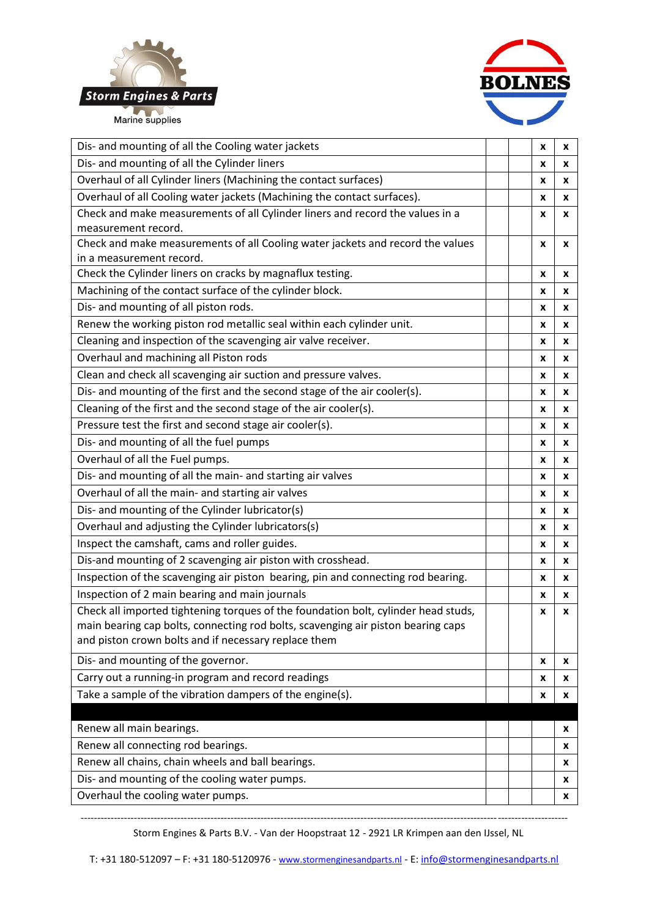| | | | | |
|---|---|---|---|---|
| Dis- and mounting of all the Cooling water jackets | | | x | x |
| Dis- and mounting of all the Cylinder liners | | | x | x |
| Overhaul of all Cylinder liners (Machining the contact surfaces) | | | x | x |
| Overhaul of all Cooling water jackets (Machining the contact surfaces). | | | x | x |
| Check and make measurements of all Cylinder liners and record the values in a measurement record. | | | x | x |
| Check and make measurements of all Cooling water jackets and record the values in a measurement record. | | | x | x |
| Check the Cylinder liners on cracks by magnaflux testing. | | | x | x |
| Machining of the contact surface of the cylinder block. | | | x | x |
| Dis- and mounting of all piston rods. | | | x | x |
| Renew the working piston rod metallic seal within each cylinder unit. | | | x | x |
| Cleaning and inspection of the scavenging air valve receiver. | | | x | x |
| Overhaul and machining all Piston rods | | | x | x |
| Clean and check all scavenging air suction and pressure valves. | | | x | x |
| Dis- and mounting of the first and the second stage of the air cooler(s). | | | x | x |
| Cleaning of the first and the second stage of the air cooler(s). | | | x | x |
| Pressure test the first and second stage air cooler(s). | | | x | x |
| Dis- and mounting of all the fuel pumps | | | x | x |
| Overhaul of all the Fuel pumps. | | | x | x |
| Dis- and mounting of all the main- and starting air valves | | | x | x |
| Overhaul of all the main- and starting air valves | | | x | x |
| Dis- and mounting of the Cylinder lubricator(s) | | | x | x |
| Overhaul and adjusting the Cylinder lubricators(s) | | | x | x |
| Inspect the camshaft, cams and roller guides. | | | x | x |
| Dis-and mounting of 2 scavenging air piston with crosshead. | | | x | x |
| Inspection of the scavenging air piston bearing, pin and connecting rod bearing. | | | x | x |
| Inspection of 2 main bearing and main journals | | | x | x |
| Check all imported tightening torques of the foundation bolt, cylinder head studs, main bearing cap bolts, connecting rod bolts, scavenging air piston bearing caps and piston crown bolts and if necessary replace them | | | x | x |
| Dis- and mounting of the governor. | | | x | x |
| Carry out a running-in program and record readings | | | x | x |
| Take a sample of the vibration dampers of the engine(s). | | | x | x |
| | | | | |
| Renew all main bearings. | | | | x |
| Renew all connecting rod bearings. | | | | x |
| Renew all chains, chain wheels and ball bearings. | | | | x |
| Dis- and mounting of the cooling water pumps. | | | | x |
| Overhaul the cooling water pumps. | | | | x |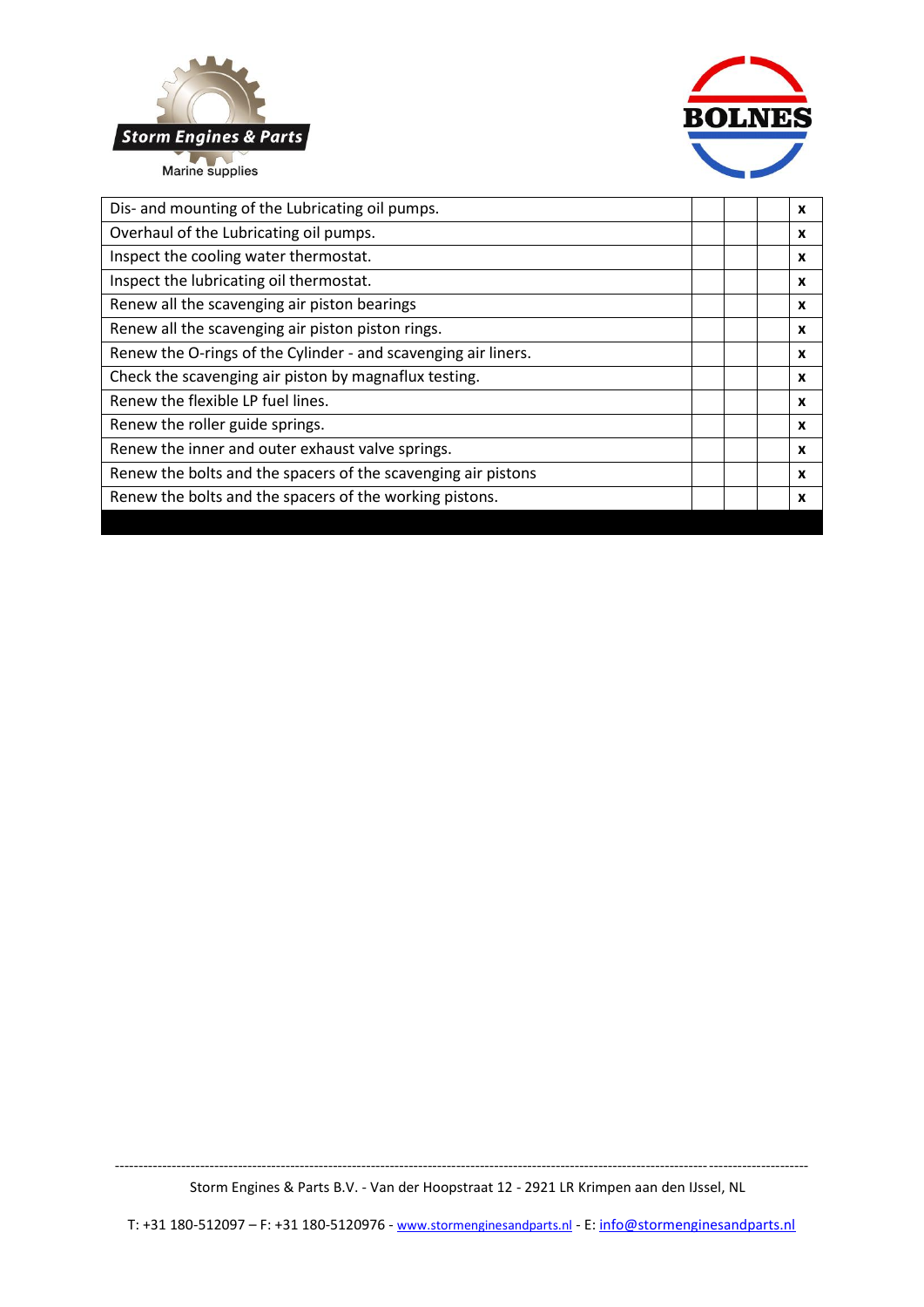| | | | | |
|---|---|---|---|---|
| Dis- and mounting of the Lubricating oil pumps. | | | | x |
| Overhaul of the Lubricating oil pumps. | | | | x |
| Inspect the cooling water thermostat. | | | | x |
| Inspect the lubricating oil thermostat. | | | | x |
| Renew all the scavenging air piston bearings | | | | x |
| Renew all the scavenging air piston piston rings. | | | | x |
| Renew the O-rings of the Cylinder - and scavenging air liners. | | | | x |
| Check the scavenging air piston by magnaflux testing. | | | | x |
| Renew the flexible LP fuel lines. | | | | x |
| Renew the roller guide springs. | | | | x |
| Renew the inner and outer exhaust valve springs. | | | | x |
| Renew the bolts and the spacers of the scavenging air pistons | | | | x |
| Renew the bolts and the spacers of the working pistons. | | | | x |